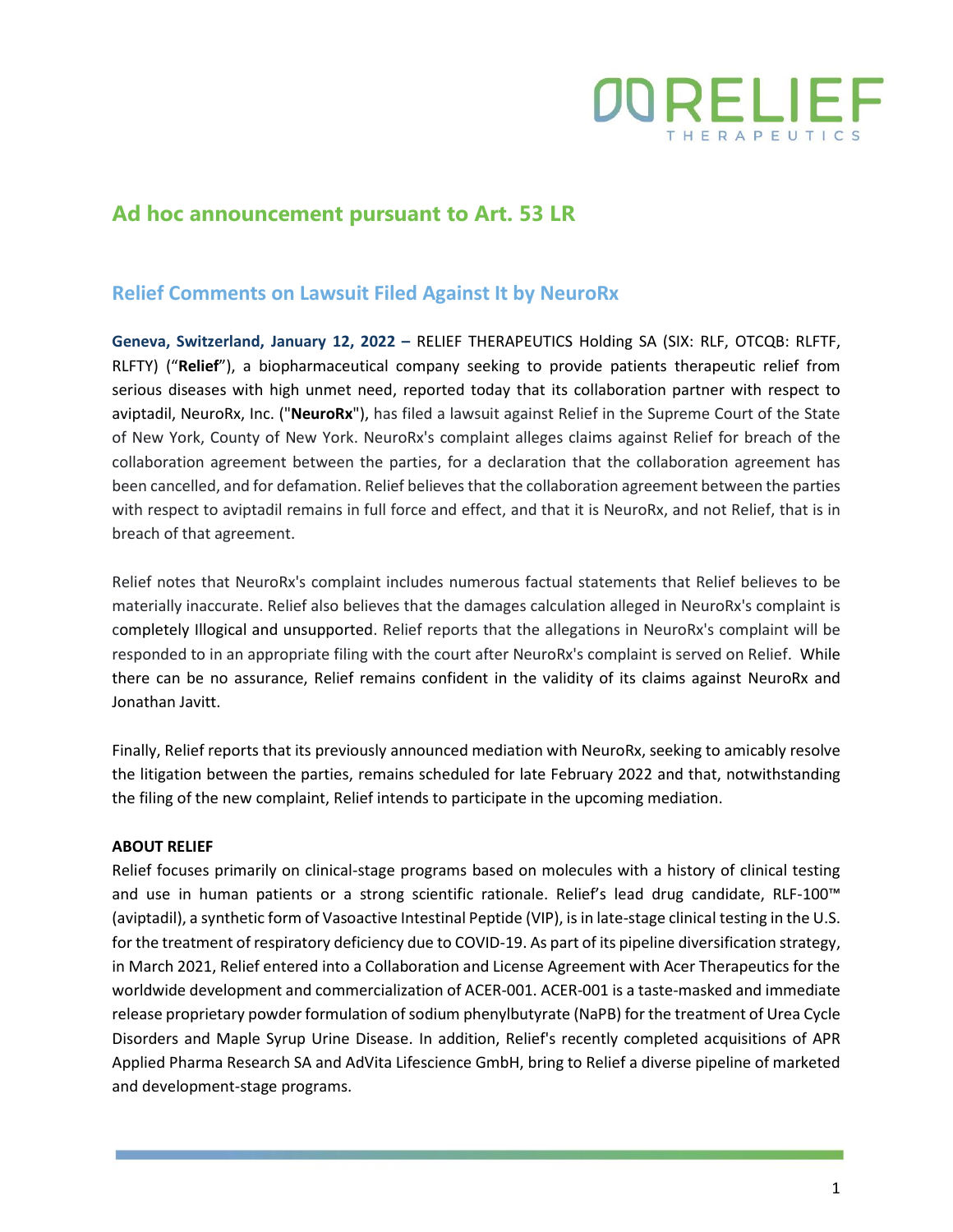## Ad hoc announcement pursuant to Art. 53 LR

### Relief Comments on Lawsuit Filed Against It by NeuroRx

**Geneva, Switzerland, January 12, 2022 –** RELIEF THERAPEUTICS Holding SA (SIX: RLF, OTCQB: RLFTF, RLFTY) ("**Relief**"), a biopharmaceutical company seeking to provide patients therapeutic relief from serious diseases with high unmet need, reported today that its collaboration partner with respect to aviptadil, NeuroRx, Inc. ("**NeuroRx**"), has filed a lawsuit against Relief in the Supreme Court of the State of New York, County of New York. NeuroRx's complaint alleges claims against Relief for breach of the collaboration agreement between the parties, for a declaration that the collaboration agreement has been cancelled, and for defamation. Relief believes that the collaboration agreement between the parties with respect to aviptadil remains in full force and effect, and that it is NeuroRx, and not Relief, that is in breach of that agreement.

Relief notes that NeuroRx's complaint includes numerous factual statements that Relief believes to be materially inaccurate. Relief also believes that the damages calculation alleged in NeuroRx's complaint is completely Illogical and unsupported. Relief reports that the allegations in NeuroRx's complaint will be responded to in an appropriate filing with the court after NeuroRx's complaint is served on Relief. While there can be no assurance, Relief remains confident in the validity of its claims against NeuroRx and Jonathan Javitt.

Finally, Relief reports that its previously announced mediation with NeuroRx, seeking to amicably resolve the litigation between the parties, remains scheduled for late February 2022 and that, notwithstanding the filing of the new complaint, Relief intends to participate in the upcoming mediation.

**ABOUT RELIEF**

Relief focuses primarily on clinical-stage programs based on molecules with a history of clinical testing and use in human patients or a strong scientific rationale. Relief's lead drug candidate, RLF-100™ (aviptadil), a synthetic form of Vasoactive Intestinal Peptide (VIP), is in late-stage clinical testing in the U.S. for the treatment of respiratory deficiency due to COVID-19. As part of its pipeline diversification strategy, in March 2021, Relief entered into a Collaboration and License Agreement with Acer Therapeutics for the worldwide development and commercialization of ACER-001. ACER-001 is a taste-masked and immediate release proprietary powder formulation of sodium phenylbutyrate (NaPB) for the treatment of Urea Cycle Disorders and Maple Syrup Urine Disease. In addition, Relief's recently completed acquisitions of APR Applied Pharma Research SA and AdVita Lifescience GmbH, bring to Relief a diverse pipeline of marketed and development-stage programs.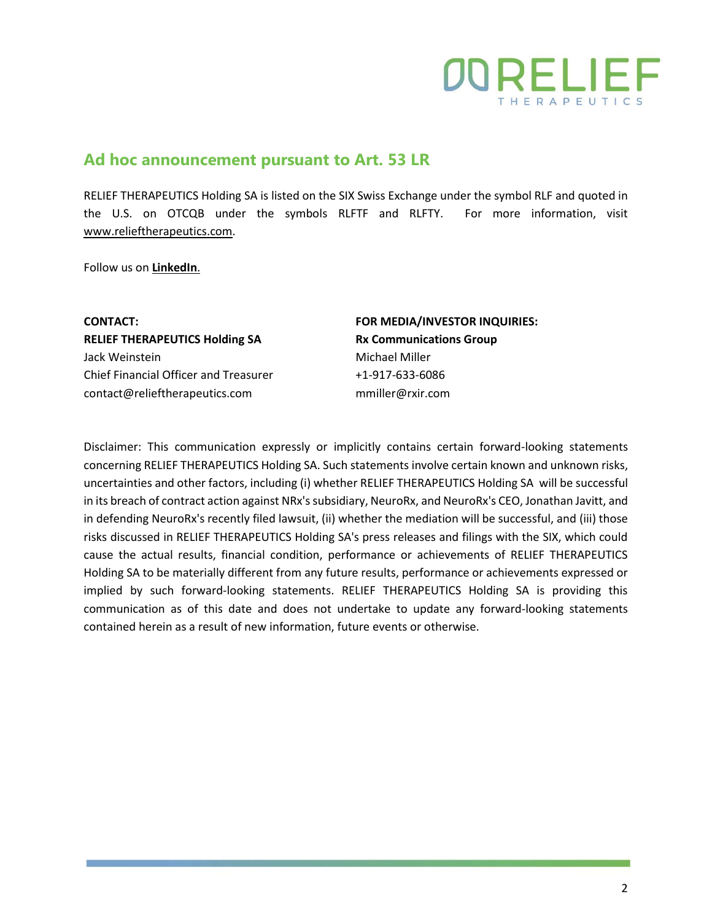## Ad hoc announcement pursuant to Art. 53 LR

RELIEF THERAPEUTICS Holding SA is listed on the SIX Swiss Exchange under the symbol RLF and quoted in the U.S. on OTCQB under the symbols RLFTF and RLFTY. For more information, visit www.reliefttherapeutics.com.

Follow us on **LinkedIn**.

**CONTACT:**
**RELIEF THERAPEUTICS Holding SA**
Jack Weinstein
Chief Financial Officer and Treasurer
contact@relieftherapeutics.com

**FOR MEDIA/INVESTOR INQUIRIES:**
**Rx Communications Group**
Michael Miller
+1-917-633-6086
mmiller@rxir.com

Disclaimer: This communication expressly or implicitly contains certain forward-looking statements concerning RELIEF THERAPEUTICS Holding SA. Such statements involve certain known and unknown risks, uncertainties and other factors, including (i) whether RELIEF THERAPEUTICS Holding SA will be successful in its breach of contract action against NRx's subsidiary, NeuroRx, and NeuroRx's CEO, Jonathan Javitt, and in defending NeuroRx's recently filed lawsuit, (ii) whether the mediation will be successful, and (iii) those risks discussed in RELIEF THERAPEUTICS Holding SA's press releases and filings with the SIX, which could cause the actual results, financial condition, performance or achievements of RELIEF THERAPEUTICS Holding SA to be materially different from any future results, performance or achievements expressed or implied by such forward-looking statements. RELIEF THERAPEUTICS Holding SA is providing this communication as of this date and does not undertake to update any forward-looking statements contained herein as a result of new information, future events or otherwise.